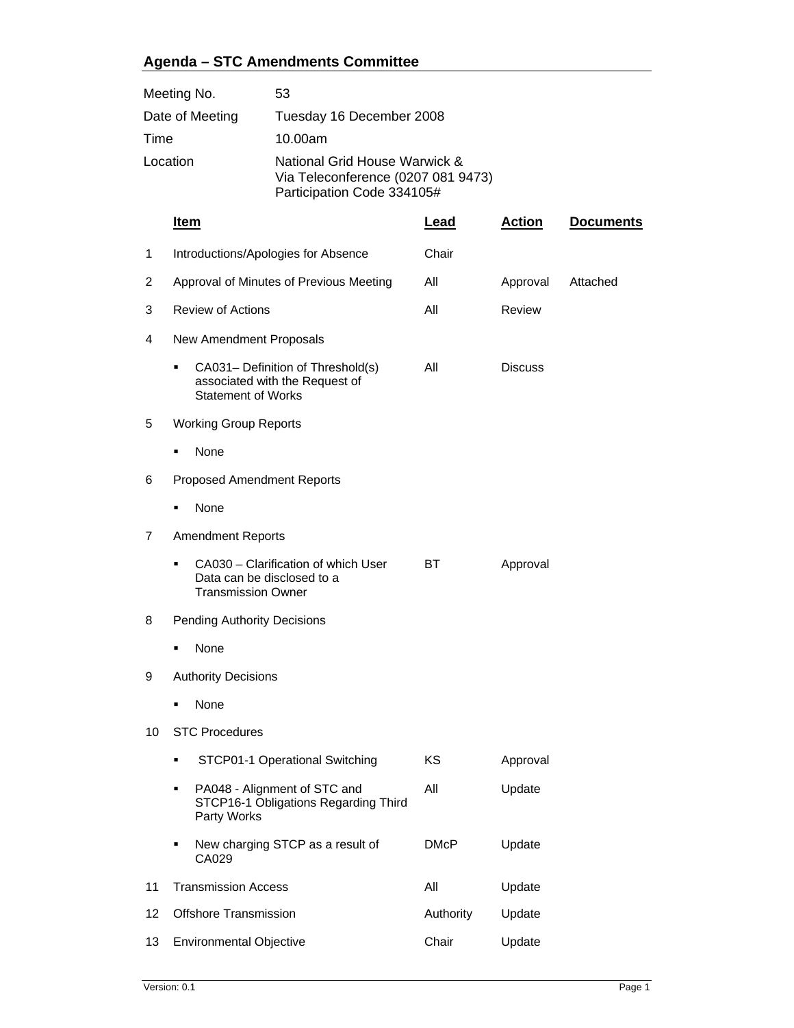## Agenda – STC Amendments Committee

| | |
|---|---|
| Meeting No. | 53 |
| Date of Meeting | Tuesday 16 December 2008 |
| Time | 10.00am |
| Location | National Grid House Warwick & Via Teleconference (0207 081 9473) Participation Code 334105# |

| | Item | Lead | Action | Documents |
|---|---|---|---|---|
| 1 | Introductions/Apologies for Absence | Chair | | |
| 2 | Approval of Minutes of Previous Meeting | All | Approval | Attached |
| 3 | Review of Actions | All | Review | |
| 4 | New Amendment Proposals | | | |
| | ▪ CA031– Definition of Threshold(s) associated with the Request of Statement of Works | All | Discuss | |
| 5 | Working Group Reports | | | |
| | ▪ None | | | |
| 6 | Proposed Amendment Reports | | | |
| | ▪ None | | | |
| 7 | Amendment Reports | | | |
| | ▪ CA030 – Clarification of which User Data can be disclosed to a Transmission Owner | BT | Approval | |
| 8 | Pending Authority Decisions | | | |
| | ▪ None | | | |
| 9 | Authority Decisions | | | |
| | ▪ None | | | |
| 10 | STC Procedures | | | |
| | ▪ STCP01-1 Operational Switching | KS | Approval | |
| | ▪ PA048 - Alignment of STC and STCP16-1 Obligations Regarding Third Party Works | All | Update | |
| | ▪ New charging STCP as a result of CA029 | DMcP | Update | |
| 11 | Transmission Access | All | Update | |
| 12 | Offshore Transmission | Authority | Update | |
| 13 | Environmental Objective | Chair | Update | |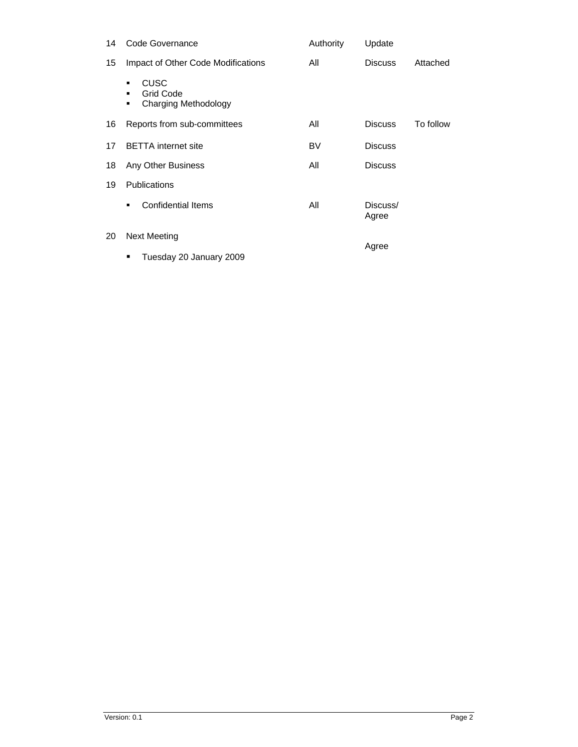| | | | | |
|---|---|---|---|---|
| 14 | Code Governance | Authority | Update | |
| 15 | Impact of Other Code Modifications<br>▪ CUSC<br>▪ Grid Code<br>▪ Charging Methodology | All | Discuss | Attached |
| 16 | Reports from sub-committees | All | Discuss | To follow |
| 17 | BETTA internet site | BV | Discuss | |
| 18 | Any Other Business | All | Discuss | |
| 19 | Publications<br>▪ Confidential Items | All | Discuss/ Agree | |
| 20 | Next Meeting<br>▪ Tuesday 20 January 2009 | | Agree | |

Version: 0.1